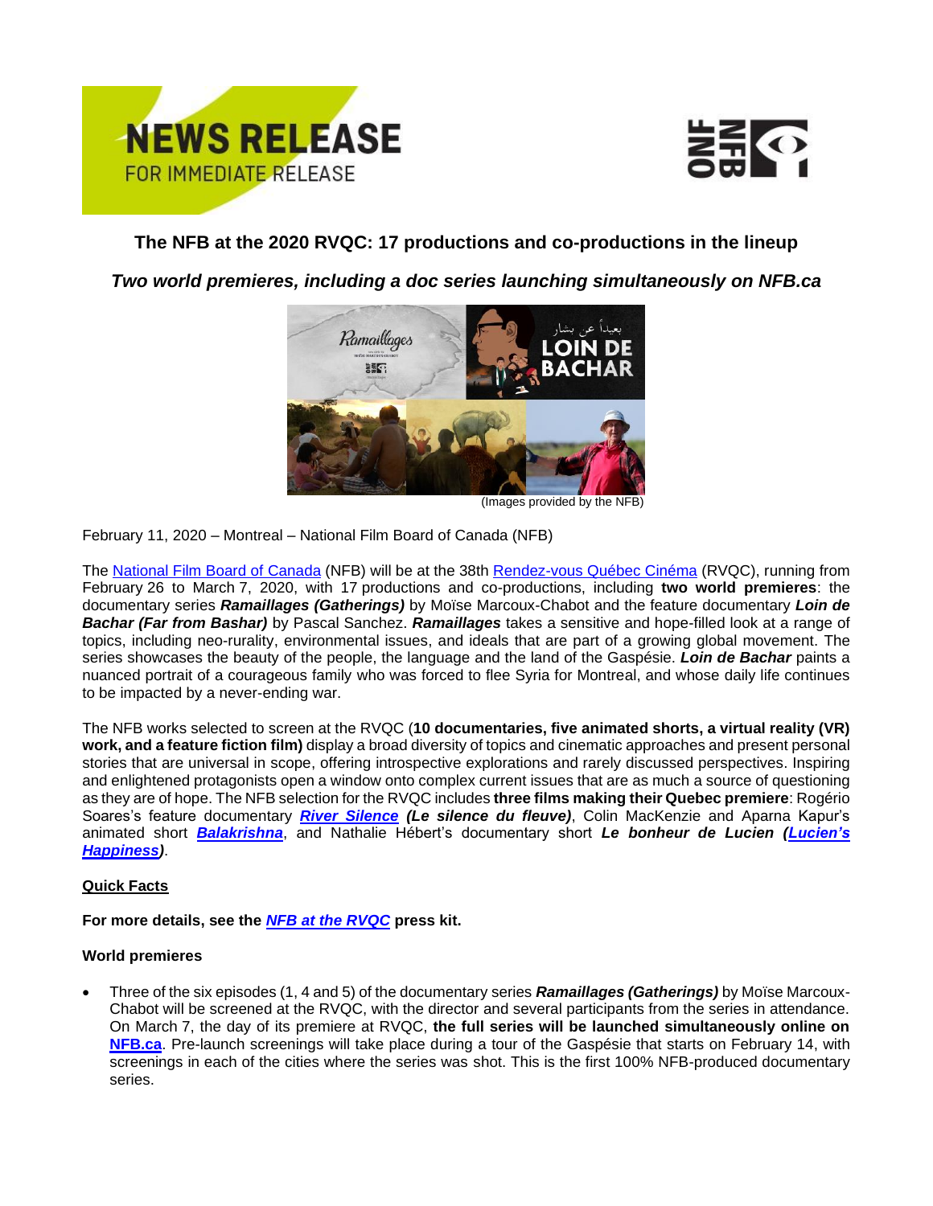**NEWS RELEASE**
FOR IMMEDIATE RELEASE

# The NFB at the 2020 RVQC: 17 productions and co-productions in the lineup

## *Two world premieres, including a doc series launching simultaneously on NFB.ca*

(Images provided by the NFB)

February 11, 2020 – Montreal – National Film Board of Canada (NFB)

The National Film Board of Canada (NFB) will be at the 38th Rendez-vous Québec Cinéma (RVQC), running from February 26 to March 7, 2020, with 17 productions and co-productions, including **two world premieres**: the documentary series ***Ramaillages (Gatherings)*** by Moïse Marcoux-Chabot and the feature documentary ***Loin de Bachar (Far from Bashar)*** by Pascal Sanchez. ***Ramaillages*** takes a sensitive and hope-filled look at a range of topics, including neo-rurality, environmental issues, and ideals that are part of a growing global movement. The series showcases the beauty of the people, the language and the land of the Gaspésie. ***Loin de Bachar*** paints a nuanced portrait of a courageous family who was forced to flee Syria for Montreal, and whose daily life continues to be impacted by a never-ending war.

The NFB works selected to screen at the RVQC (**10 documentaries, five animated shorts, a virtual reality (VR) work, and a feature fiction film)** display a broad diversity of topics and cinematic approaches and present personal stories that are universal in scope, offering introspective explorations and rarely discussed perspectives. Inspiring and enlightened protagonists open a window onto complex current issues that are as much a source of questioning as they are of hope. The NFB selection for the RVQC includes **three films making their Quebec premiere**: Rogério Soares's feature documentary ***River Silence*** ***(Le silence du fleuve)***, Colin MacKenzie and Aparna Kapur's animated short ***Balakrishna***, and Nathalie Hébert's documentary short ***Le bonheur de Lucien (Lucien's Happiness)***.

**Quick Facts**

**For more details, see the *NFB at the RVQC* press kit.**

**World premieres**

- Three of the six episodes (1, 4 and 5) of the documentary series ***Ramaillages (Gatherings)*** by Moïse Marcoux-Chabot will be screened at the RVQC, with the director and several participants from the series in attendance. On March 7, the day of its premiere at RVQC, **the full series will be launched simultaneously online on NFB.ca**. Pre-launch screenings will take place during a tour of the Gaspésie that starts on February 14, with screenings in each of the cities where the series was shot. This is the first 100% NFB-produced documentary series.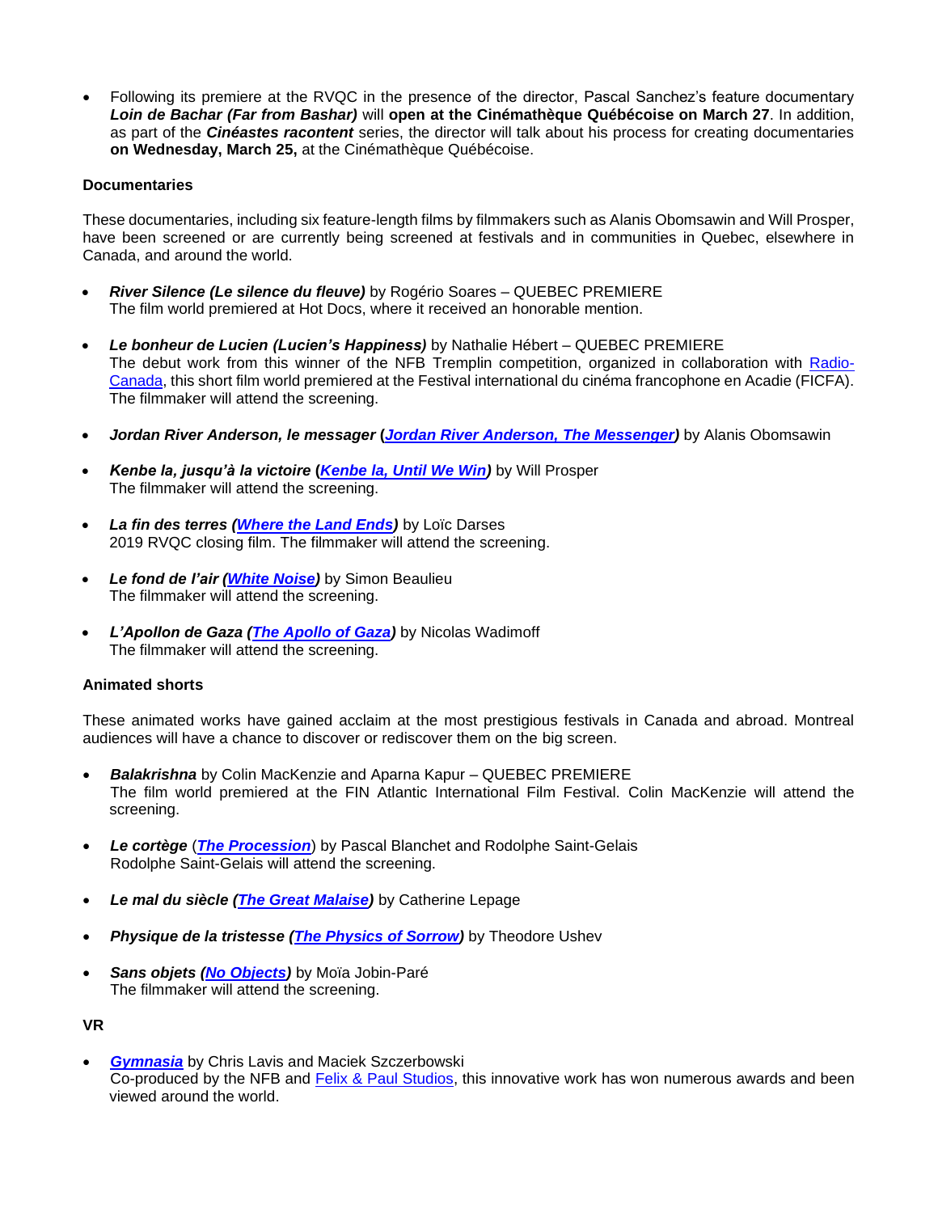- Following its premiere at the RVQC in the presence of the director, Pascal Sanchez's feature documentary ***Loin de Bachar (Far from Bashar)*** will **open at the Cinémathèque Québécoise on March 27**. In addition, as part of the ***Cinéastes racontent*** series, the director will talk about his process for creating documentaries **on Wednesday, March 25,** at the Cinémathèque Québécoise.

**Documentaries**

These documentaries, including six feature-length films by filmmakers such as Alanis Obomsawin and Will Prosper, have been screened or are currently being screened at festivals and in communities in Quebec, elsewhere in Canada, and around the world.

- ***River Silence (Le silence du fleuve)*** by Rogério Soares – QUEBEC PREMIERE
  The film world premiered at Hot Docs, where it received an honorable mention.

- ***Le bonheur de Lucien (Lucien's Happiness)*** by Nathalie Hébert – QUEBEC PREMIERE
  The debut work from this winner of the NFB Tremplin competition, organized in collaboration with Radio-Canada, this short film world premiered at the Festival international du cinéma francophone en Acadie (FICFA). The filmmaker will attend the screening.

- ***Jordan River Anderson, le messager (Jordan River Anderson, The Messenger)*** by Alanis Obomsawin

- ***Kenbe la, jusqu'à la victoire (Kenbe la, Until We Win)*** by Will Prosper
  The filmmaker will attend the screening.

- ***La fin des terres (Where the Land Ends)*** by Loïc Darses
  2019 RVQC closing film. The filmmaker will attend the screening.

- ***Le fond de l'air (White Noise)*** by Simon Beaulieu
  The filmmaker will attend the screening.

- ***L'Apollon de Gaza (The Apollo of Gaza)*** by Nicolas Wadimoff
  The filmmaker will attend the screening.

**Animated shorts**

These animated works have gained acclaim at the most prestigious festivals in Canada and abroad. Montreal audiences will have a chance to discover or rediscover them on the big screen.

- ***Balakrishna*** by Colin MacKenzie and Aparna Kapur – QUEBEC PREMIERE
  The film world premiered at the FIN Atlantic International Film Festival. Colin MacKenzie will attend the screening.

- ***Le cortège*** (***The Procession***) by Pascal Blanchet and Rodolphe Saint-Gelais
  Rodolphe Saint-Gelais will attend the screening.

- ***Le mal du siècle (The Great Malaise)*** by Catherine Lepage

- ***Physique de la tristesse (The Physics of Sorrow)*** by Theodore Ushev

- ***Sans objets (No Objects)*** by Moïa Jobin-Paré
  The filmmaker will attend the screening.

**VR**

- ***Gymnasia*** by Chris Lavis and Maciek Szczerbowski
  Co-produced by the NFB and Felix & Paul Studios, this innovative work has won numerous awards and been viewed around the world.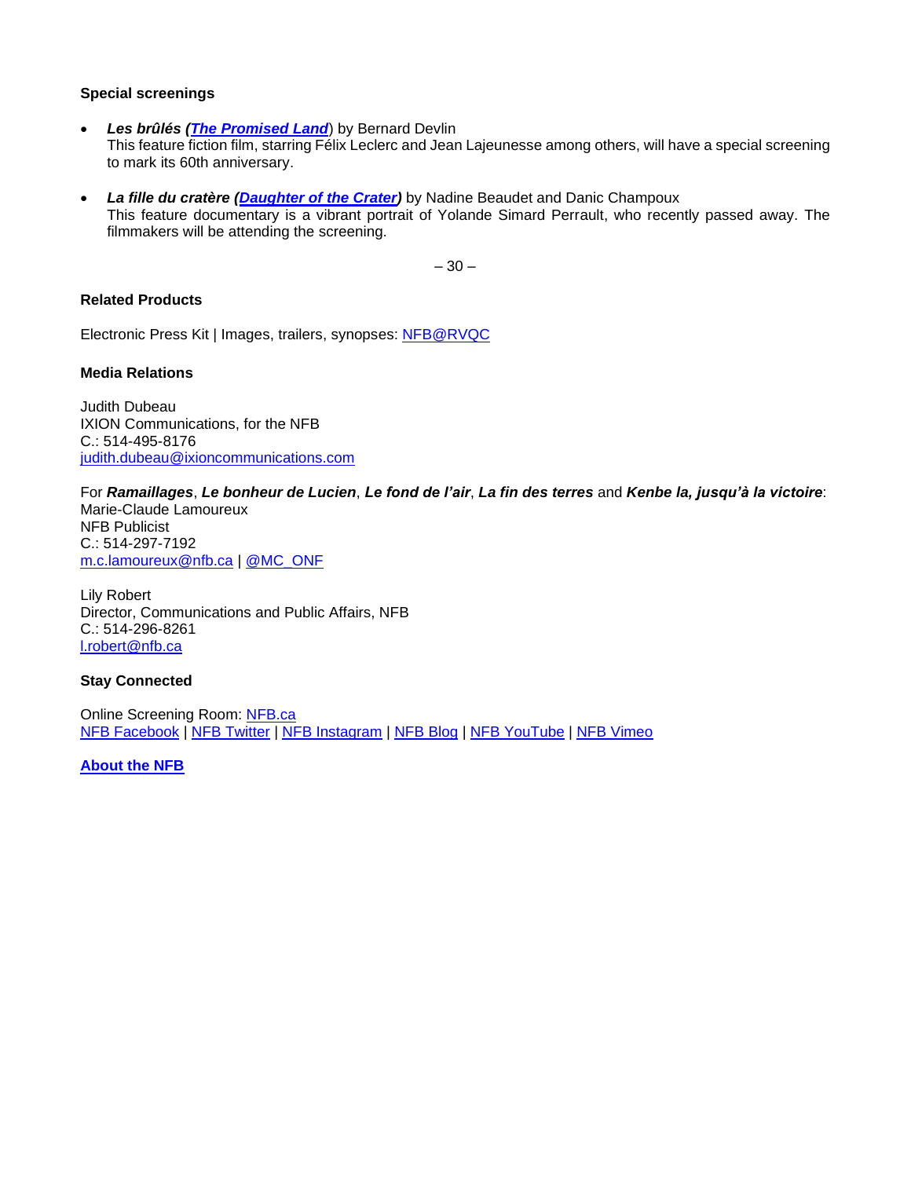### Special screenings

- ***Les brûlés* (*The Promised Land*)** by Bernard Devlin
  This feature fiction film, starring Félix Leclerc and Jean Lajeunesse among others, will have a special screening to mark its 60th anniversary.

- ***La fille du cratère* (*Daughter of the Crater*)** by Nadine Beaudet and Danic Champoux
  This feature documentary is a vibrant portrait of Yolande Simard Perrault, who recently passed away. The filmmakers will be attending the screening.

– 30 –

### Related Products

Electronic Press Kit | Images, trailers, synopses: NFB@RVQC

### Media Relations

Judith Dubeau
IXION Communications, for the NFB
C.: 514-495-8176
judith.dubeau@ixioncommunications.com

For ***Ramaillages***, ***Le bonheur de Lucien***, ***Le fond de l'air***, ***La fin des terres*** and ***Kenbe la, jusqu'à la victoire***:
Marie-Claude Lamoureux
NFB Publicist
C.: 514-297-7192
m.c.lamoureux@nfb.ca | @MC_ONF

Lily Robert
Director, Communications and Public Affairs, NFB
C.: 514-296-8261
l.robert@nfb.ca

### Stay Connected

Online Screening Room: NFB.ca
NFB Facebook | NFB Twitter | NFB Instagram | NFB Blog | NFB YouTube | NFB Vimeo

**About the NFB**